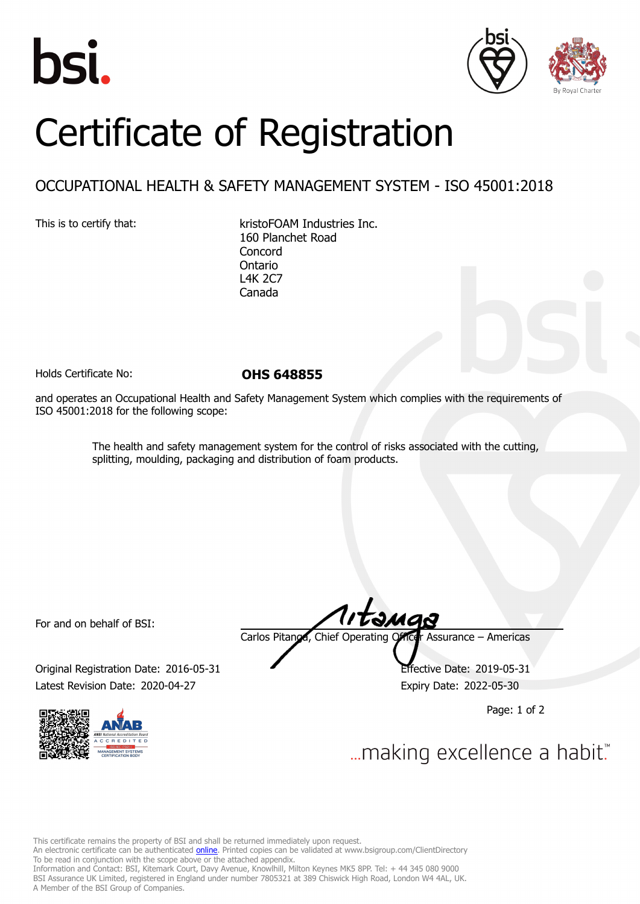# Certificate of Registration

## OCCUPATIONAL HEALTH & SAFETY MANAGEMENT SYSTEM - ISO 45001:2018

This is to certify that:

kristoFOAM Industries Inc.
160 Planchet Road
Concord
Ontario
L4K 2C7
Canada

Holds Certificate No: **OHS 648855**

and operates an Occupational Health and Safety Management System which complies with the requirements of ISO 45001:2018 for the following scope:

> The health and safety management system for the control of risks associated with the cutting, splitting, moulding, packaging and distribution of foam products.

For and on behalf of BSI:

Carlos Pitanga, Chief Operating Officer Assurance – Americas

Original Registration Date: 2016-05-31

Effective Date: 2019-05-31

Latest Revision Date: 2020-04-27

Expiry Date: 2022-05-30

...making excellence a habit.™

This certificate remains the property of BSI and shall be returned immediately upon request.
An electronic certificate can be authenticated online. Printed copies can be validated at www.bsigroup.com/ClientDirectory
To be read in conjunction with the scope above or the attached appendix.
Information and Contact: BSI, Kitemark Court, Davy Avenue, Knowlhill, Milton Keynes MK5 8PP. Tel: + 44 345 080 9000
BSI Assurance UK Limited, registered in England under number 7805321 at 389 Chiswick High Road, London W4 4AL, UK.
A Member of the BSI Group of Companies.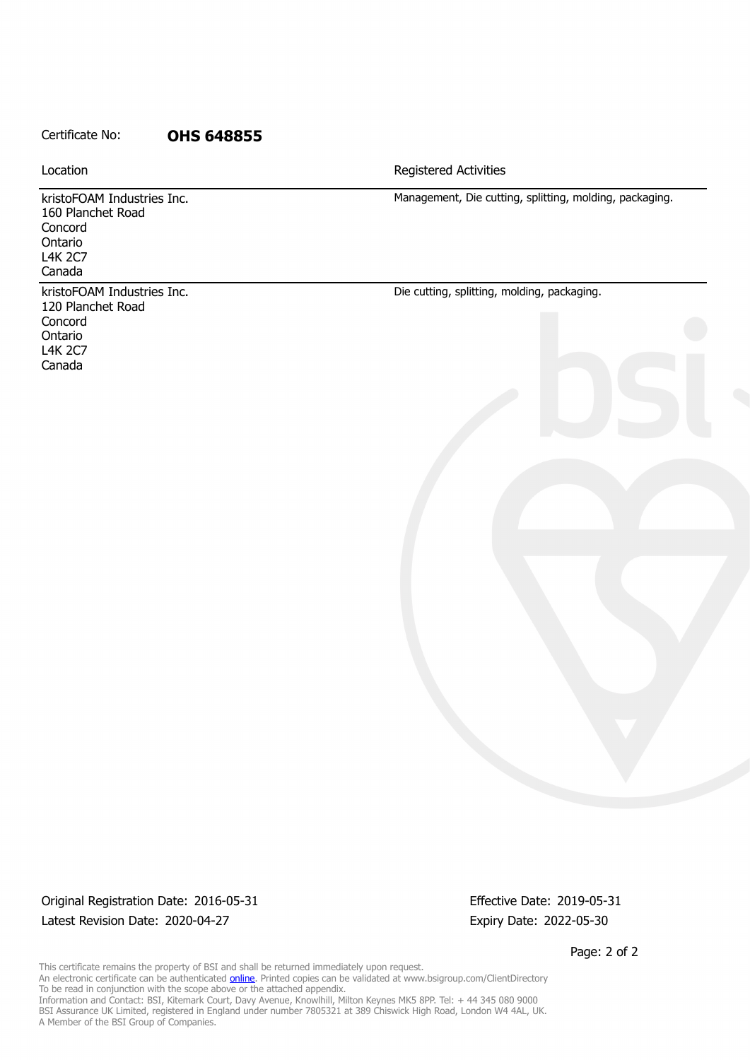Certificate No: **OHS 648855**

| Location | Registered Activities |
|---|---|
| kristoFOAM Industries Inc.<br>160 Planchet Road<br>Concord<br>Ontario<br>L4K 2C7<br>Canada | Management, Die cutting, splitting, molding, packaging. |
| kristoFOAM Industries Inc.<br>120 Planchet Road<br>Concord<br>Ontario<br>L4K 2C7<br>Canada | Die cutting, splitting, molding, packaging. |

Original Registration Date: 2016-05-31

Latest Revision Date: 2020-04-27

Effective Date: 2019-05-31

Expiry Date: 2022-05-30

This certificate remains the property of BSI and shall be returned immediately upon request.
An electronic certificate can be authenticated online. Printed copies can be validated at www.bsigroup.com/ClientDirectory
To be read in conjunction with the scope above or the attached appendix.
Information and Contact: BSI, Kitemark Court, Davy Avenue, Knowlhill, Milton Keynes MK5 8PP. Tel: + 44 345 080 9000
BSI Assurance UK Limited, registered in England under number 7805321 at 389 Chiswick High Road, London W4 4AL, UK.
A Member of the BSI Group of Companies.